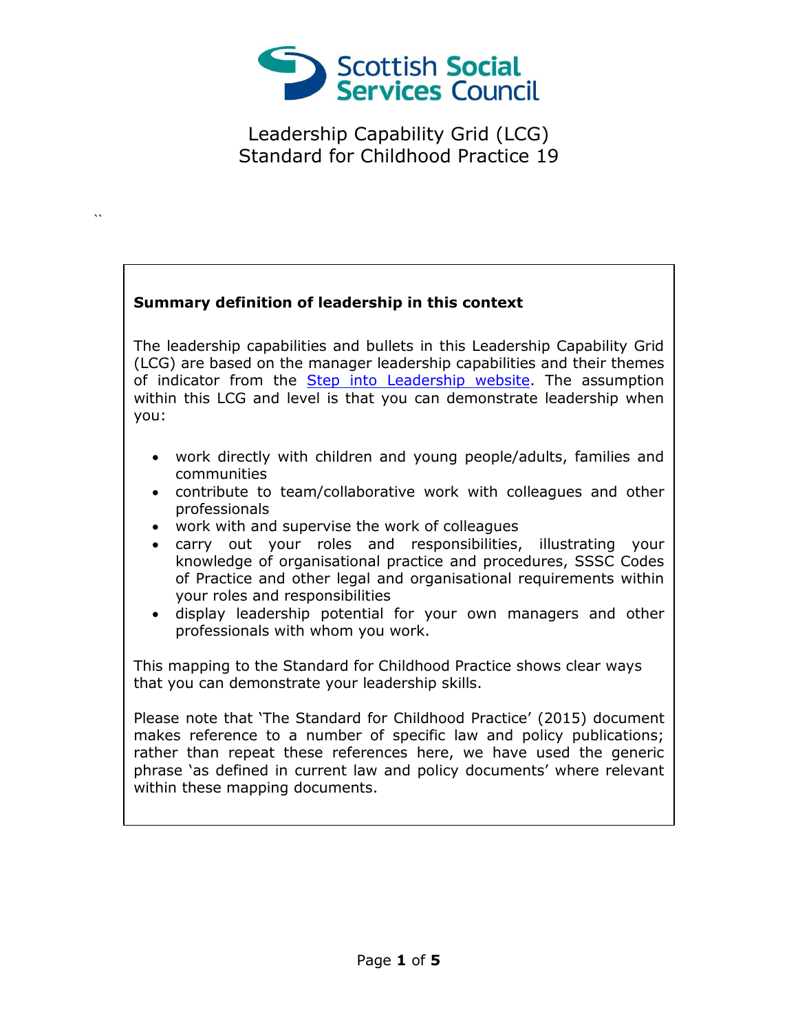Scottish Social Services Council

# Leadership Capability Grid (LCG)
# Standard for Childhood Practice 19

``

**Summary definition of leadership in this context**

The leadership capabilities and bullets in this Leadership Capability Grid (LCG) are based on the manager leadership capabilities and their themes of indicator from the [Step into Leadership website](). The assumption within this LCG and level is that you can demonstrate leadership when you:

- work directly with children and young people/adults, families and communities
- contribute to team/collaborative work with colleagues and other professionals
- work with and supervise the work of colleagues
- carry out your roles and responsibilities, illustrating your knowledge of organisational practice and procedures, SSSC Codes of Practice and other legal and organisational requirements within your roles and responsibilities
- display leadership potential for your own managers and other professionals with whom you work.

This mapping to the Standard for Childhood Practice shows clear ways that you can demonstrate your leadership skills.

Please note that 'The Standard for Childhood Practice' (2015) document makes reference to a number of specific law and policy publications; rather than repeat these references here, we have used the generic phrase 'as defined in current law and policy documents' where relevant within these mapping documents.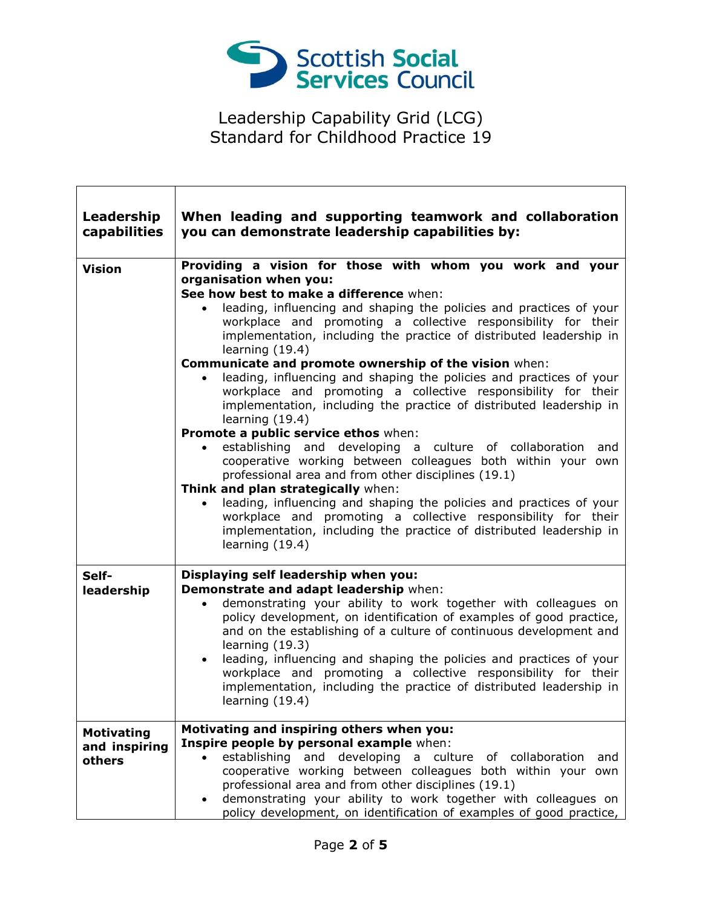Leadership Capability Grid (LCG)
Standard for Childhood Practice 19

| Leadership capabilities | When leading and supporting teamwork and collaboration you can demonstrate leadership capabilities by: |
|---|---|
| **Vision** | **Providing a vision for those with whom you work and your organisation when you:**<br>**See how best to make a difference** when:<br>• leading, influencing and shaping the policies and practices of your workplace and promoting a collective responsibility for their implementation, including the practice of distributed leadership in learning (19.4)<br>**Communicate and promote ownership of the vision** when:<br>• leading, influencing and shaping the policies and practices of your workplace and promoting a collective responsibility for their implementation, including the practice of distributed leadership in learning (19.4)<br>**Promote a public service ethos** when:<br>• establishing and developing a culture of collaboration and cooperative working between colleagues both within your own professional area and from other disciplines (19.1)<br>**Think and plan strategically** when:<br>• leading, influencing and shaping the policies and practices of your workplace and promoting a collective responsibility for their implementation, including the practice of distributed leadership in learning (19.4) |
| **Self-leadership** | **Displaying self leadership when you:**<br>**Demonstrate and adapt leadership** when:<br>• demonstrating your ability to work together with colleagues on policy development, on identification of examples of good practice, and on the establishing of a culture of continuous development and learning (19.3)<br>• leading, influencing and shaping the policies and practices of your workplace and promoting a collective responsibility for their implementation, including the practice of distributed leadership in learning (19.4) |
| **Motivating and inspiring others** | **Motivating and inspiring others when you:**<br>**Inspire people by personal example** when:<br>• establishing and developing a culture of collaboration and cooperative working between colleagues both within your own professional area and from other disciplines (19.1)<br>• demonstrating your ability to work together with colleagues on policy development, on identification of examples of good practice, |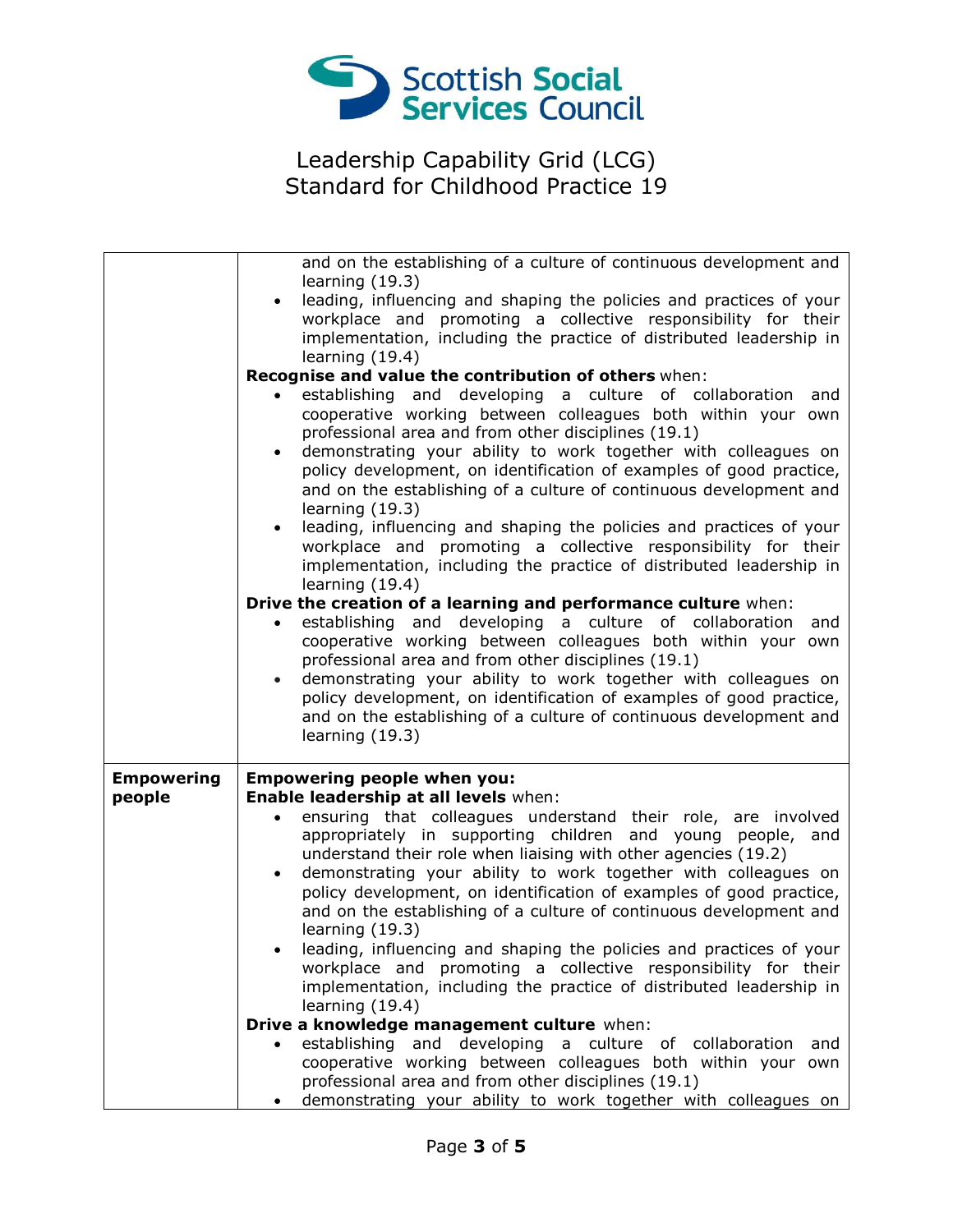# Leadership Capability Grid (LCG)
## Standard for Childhood Practice 19

| | |
|---|---|
| | and on the establishing of a culture of continuous development and learning (19.3)<br>• leading, influencing and shaping the policies and practices of your workplace and promoting a collective responsibility for their implementation, including the practice of distributed leadership in learning (19.4)<br>**Recognise and value the contribution of others** when:<br>• establishing and developing a culture of collaboration and cooperative working between colleagues both within your own professional area and from other disciplines (19.1)<br>• demonstrating your ability to work together with colleagues on policy development, on identification of examples of good practice, and on the establishing of a culture of continuous development and learning (19.3)<br>• leading, influencing and shaping the policies and practices of your workplace and promoting a collective responsibility for their implementation, including the practice of distributed leadership in learning (19.4)<br>**Drive the creation of a learning and performance culture** when:<br>• establishing and developing a culture of collaboration and cooperative working between colleagues both within your own professional area and from other disciplines (19.1)<br>• demonstrating your ability to work together with colleagues on policy development, on identification of examples of good practice, and on the establishing of a culture of continuous development and learning (19.3) |
| **Empowering people** | **Empowering people when you:**<br>**Enable leadership at all levels** when:<br>• ensuring that colleagues understand their role, are involved appropriately in supporting children and young people, and understand their role when liaising with other agencies (19.2)<br>• demonstrating your ability to work together with colleagues on policy development, on identification of examples of good practice, and on the establishing of a culture of continuous development and learning (19.3)<br>• leading, influencing and shaping the policies and practices of your workplace and promoting a collective responsibility for their implementation, including the practice of distributed leadership in learning (19.4)<br>**Drive a knowledge management culture** when:<br>• establishing and developing a culture of collaboration and cooperative working between colleagues both within your own professional area and from other disciplines (19.1)<br>• demonstrating your ability to work together with colleagues on |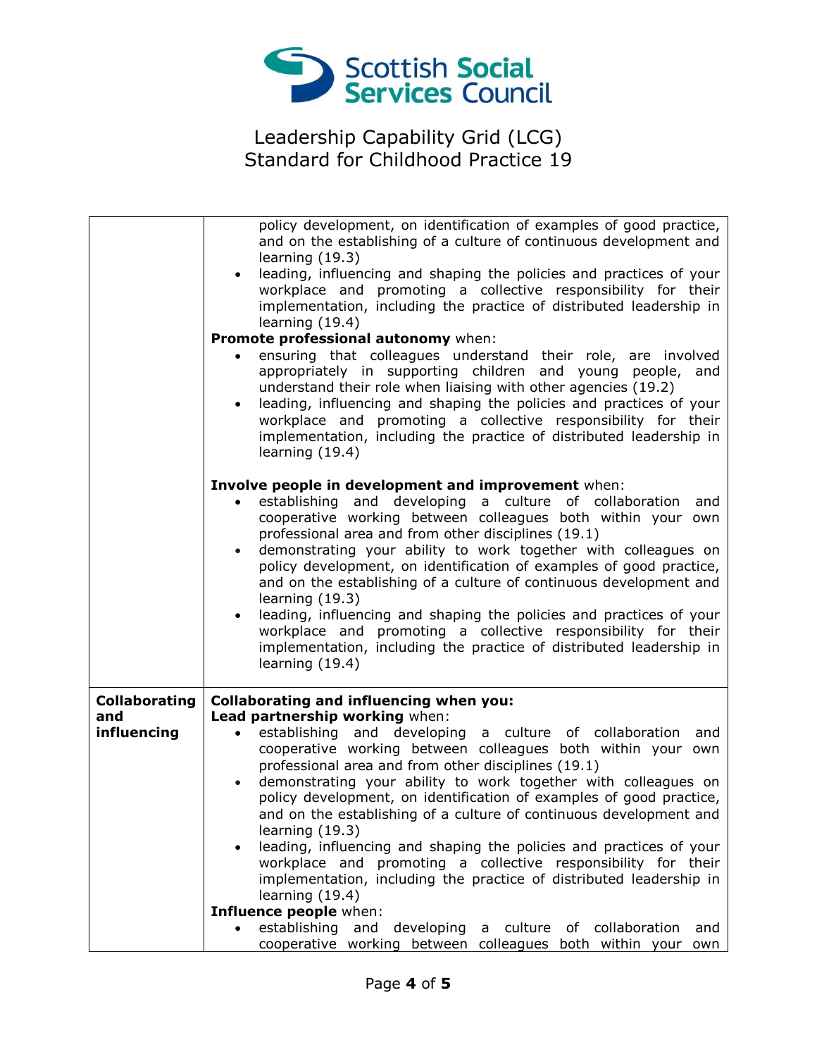Leadership Capability Grid (LCG)
Standard for Childhood Practice 19

| | |
|---|---|
| | policy development, on identification of examples of good practice, and on the establishing of a culture of continuous development and learning (19.3)<br>• leading, influencing and shaping the policies and practices of your workplace and promoting a collective responsibility for their implementation, including the practice of distributed leadership in learning (19.4)<br>**Promote professional autonomy** when:<br>• ensuring that colleagues understand their role, are involved appropriately in supporting children and young people, and understand their role when liaising with other agencies (19.2)<br>• leading, influencing and shaping the policies and practices of your workplace and promoting a collective responsibility for their implementation, including the practice of distributed leadership in learning (19.4)<br><br>**Involve people in development and improvement** when:<br>• establishing and developing a culture of collaboration and cooperative working between colleagues both within your own professional area and from other disciplines (19.1)<br>• demonstrating your ability to work together with colleagues on policy development, on identification of examples of good practice, and on the establishing of a culture of continuous development and learning (19.3)<br>• leading, influencing and shaping the policies and practices of your workplace and promoting a collective responsibility for their implementation, including the practice of distributed leadership in learning (19.4) |
| **Collaborating and influencing** | **Collaborating and influencing when you:**<br>**Lead partnership working** when:<br>• establishing and developing a culture of collaboration and cooperative working between colleagues both within your own professional area and from other disciplines (19.1)<br>• demonstrating your ability to work together with colleagues on policy development, on identification of examples of good practice, and on the establishing of a culture of continuous development and learning (19.3)<br>• leading, influencing and shaping the policies and practices of your workplace and promoting a collective responsibility for their implementation, including the practice of distributed leadership in learning (19.4)<br>**Influence people** when:<br>• establishing and developing a culture of collaboration and cooperative working between colleagues both within your own |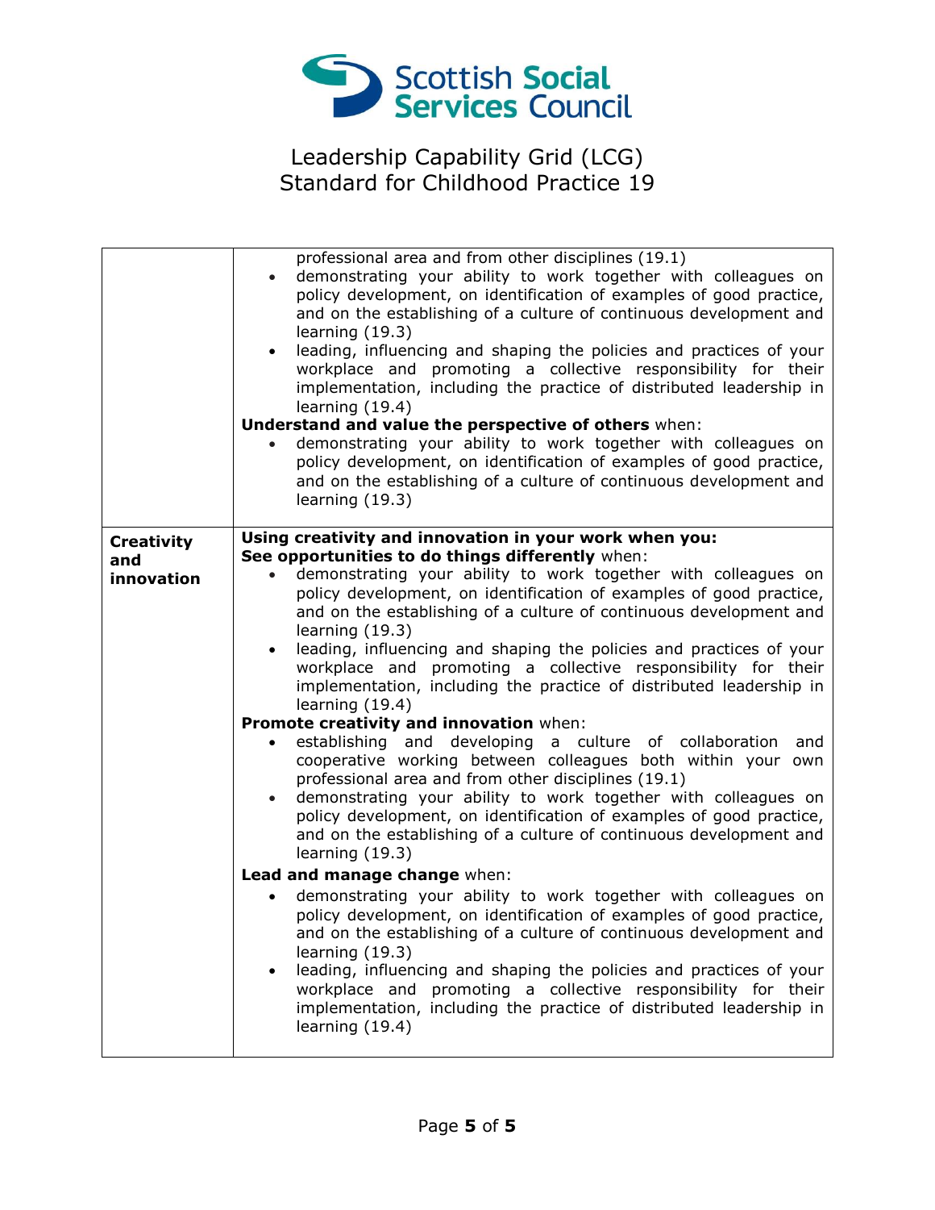# Leadership Capability Grid (LCG)

## Standard for Childhood Practice 19

| | |
|---|---|
| | professional area and from other disciplines (19.1)<br>• demonstrating your ability to work together with colleagues on policy development, on identification of examples of good practice, and on the establishing of a culture of continuous development and learning (19.3)<br>• leading, influencing and shaping the policies and practices of your workplace and promoting a collective responsibility for their implementation, including the practice of distributed leadership in learning (19.4)<br>**Understand and value the perspective of others** when:<br>• demonstrating your ability to work together with colleagues on policy development, on identification of examples of good practice, and on the establishing of a culture of continuous development and learning (19.3) |
| **Creativity and innovation** | **Using creativity and innovation in your work when you:**<br>**See opportunities to do things differently** when:<br>• demonstrating your ability to work together with colleagues on policy development, on identification of examples of good practice, and on the establishing of a culture of continuous development and learning (19.3)<br>• leading, influencing and shaping the policies and practices of your workplace and promoting a collective responsibility for their implementation, including the practice of distributed leadership in learning (19.4)<br>**Promote creativity and innovation** when:<br>• establishing and developing a culture of collaboration and cooperative working between colleagues both within your own professional area and from other disciplines (19.1)<br>• demonstrating your ability to work together with colleagues on policy development, on identification of examples of good practice, and on the establishing of a culture of continuous development and learning (19.3)<br>**Lead and manage change** when:<br>• demonstrating your ability to work together with colleagues on policy development, on identification of examples of good practice, and on the establishing of a culture of continuous development and learning (19.3)<br>• leading, influencing and shaping the policies and practices of your workplace and promoting a collective responsibility for their implementation, including the practice of distributed leadership in learning (19.4) |